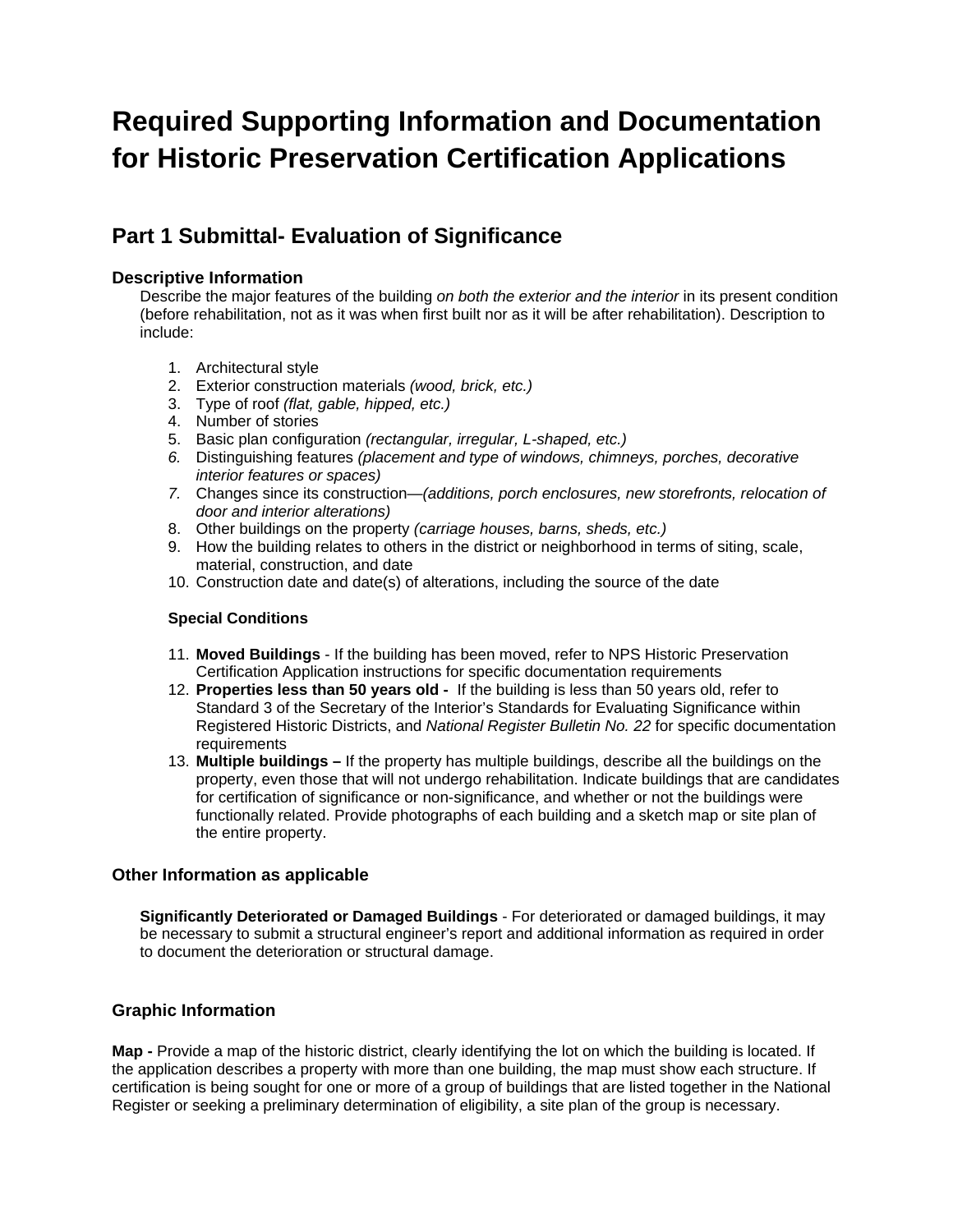# Required Supporting Information and Documentation for Historic Preservation Certification Applications

## Part 1 Submittal- Evaluation of Significance

### Descriptive Information

Describe the major features of the building *on both the exterior and the interior* in its present condition (before rehabilitation, not as it was when first built nor as it will be after rehabilitation). Description to include:

1. Architectural style
2. Exterior construction materials *(wood, brick, etc.)*
3. Type of roof *(flat, gable, hipped, etc.)*
4. Number of stories
5. Basic plan configuration *(rectangular, irregular, L-shaped, etc.)*
6. Distinguishing features *(placement and type of windows, chimneys, porches, decorative interior features or spaces)*
7. Changes since its construction—*(additions, porch enclosures, new storefronts, relocation of door and interior alterations)*
8. Other buildings on the property *(carriage houses, barns, sheds, etc.)*
9. How the building relates to others in the district or neighborhood in terms of siting, scale, material, construction, and date
10. Construction date and date(s) of alterations, including the source of the date

**Special Conditions**

11. **Moved Buildings** - If the building has been moved, refer to NPS Historic Preservation Certification Application instructions for specific documentation requirements
12. **Properties less than 50 years old -** If the building is less than 50 years old, refer to Standard 3 of the Secretary of the Interior's Standards for Evaluating Significance within Registered Historic Districts, and *National Register Bulletin No. 22* for specific documentation requirements
13. **Multiple buildings –** If the property has multiple buildings, describe all the buildings on the property, even those that will not undergo rehabilitation. Indicate buildings that are candidates for certification of significance or non-significance, and whether or not the buildings were functionally related. Provide photographs of each building and a sketch map or site plan of the entire property.

### Other Information as applicable

**Significantly Deteriorated or Damaged Buildings** - For deteriorated or damaged buildings, it may be necessary to submit a structural engineer's report and additional information as required in order to document the deterioration or structural damage.

### Graphic Information

**Map -** Provide a map of the historic district, clearly identifying the lot on which the building is located. If the application describes a property with more than one building, the map must show each structure. If certification is being sought for one or more of a group of buildings that are listed together in the National Register or seeking a preliminary determination of eligibility, a site plan of the group is necessary.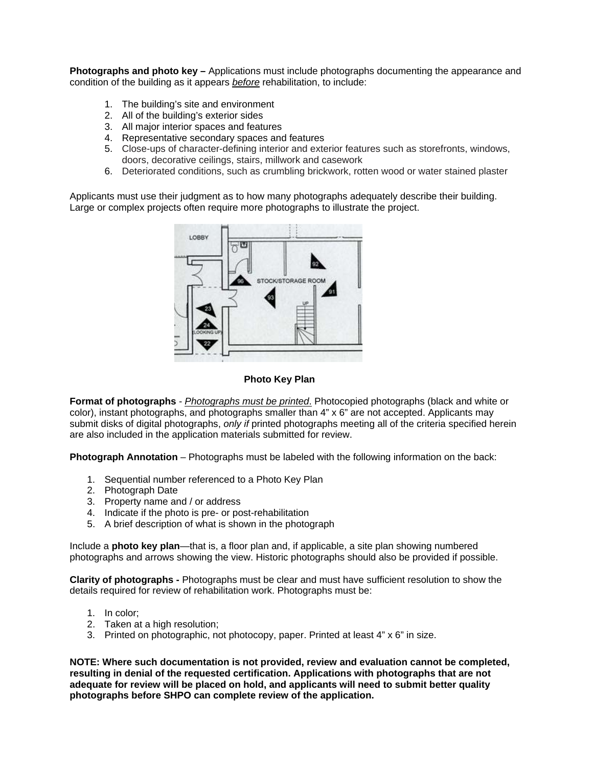**Photographs and photo key –** Applications must include photographs documenting the appearance and condition of the building as it appears *before* rehabilitation, to include:

1. The building's site and environment
2. All of the building's exterior sides
3. All major interior spaces and features
4. Representative secondary spaces and features
5. Close-ups of character-defining interior and exterior features such as storefronts, windows, doors, decorative ceilings, stairs, millwork and casework
6. Deteriorated conditions, such as crumbling brickwork, rotten wood or water stained plaster

Applicants must use their judgment as to how many photographs adequately describe their building. Large or complex projects often require more photographs to illustrate the project.

**Photo Key Plan**

**Format of photographs** - *Photographs must be printed*. Photocopied photographs (black and white or color), instant photographs, and photographs smaller than 4" x 6" are not accepted. Applicants may submit disks of digital photographs, *only if* printed photographs meeting all of the criteria specified herein are also included in the application materials submitted for review.

**Photograph Annotation** – Photographs must be labeled with the following information on the back:

1. Sequential number referenced to a Photo Key Plan
2. Photograph Date
3. Property name and / or address
4. Indicate if the photo is pre- or post-rehabilitation
5. A brief description of what is shown in the photograph

Include a **photo key plan**—that is, a floor plan and, if applicable, a site plan showing numbered photographs and arrows showing the view. Historic photographs should also be provided if possible.

**Clarity of photographs -** Photographs must be clear and must have sufficient resolution to show the details required for review of rehabilitation work. Photographs must be:

1. In color;
2. Taken at a high resolution;
3. Printed on photographic, not photocopy, paper. Printed at least 4" x 6" in size.

**NOTE: Where such documentation is not provided, review and evaluation cannot be completed, resulting in denial of the requested certification. Applications with photographs that are not adequate for review will be placed on hold, and applicants will need to submit better quality photographs before SHPO can complete review of the application.**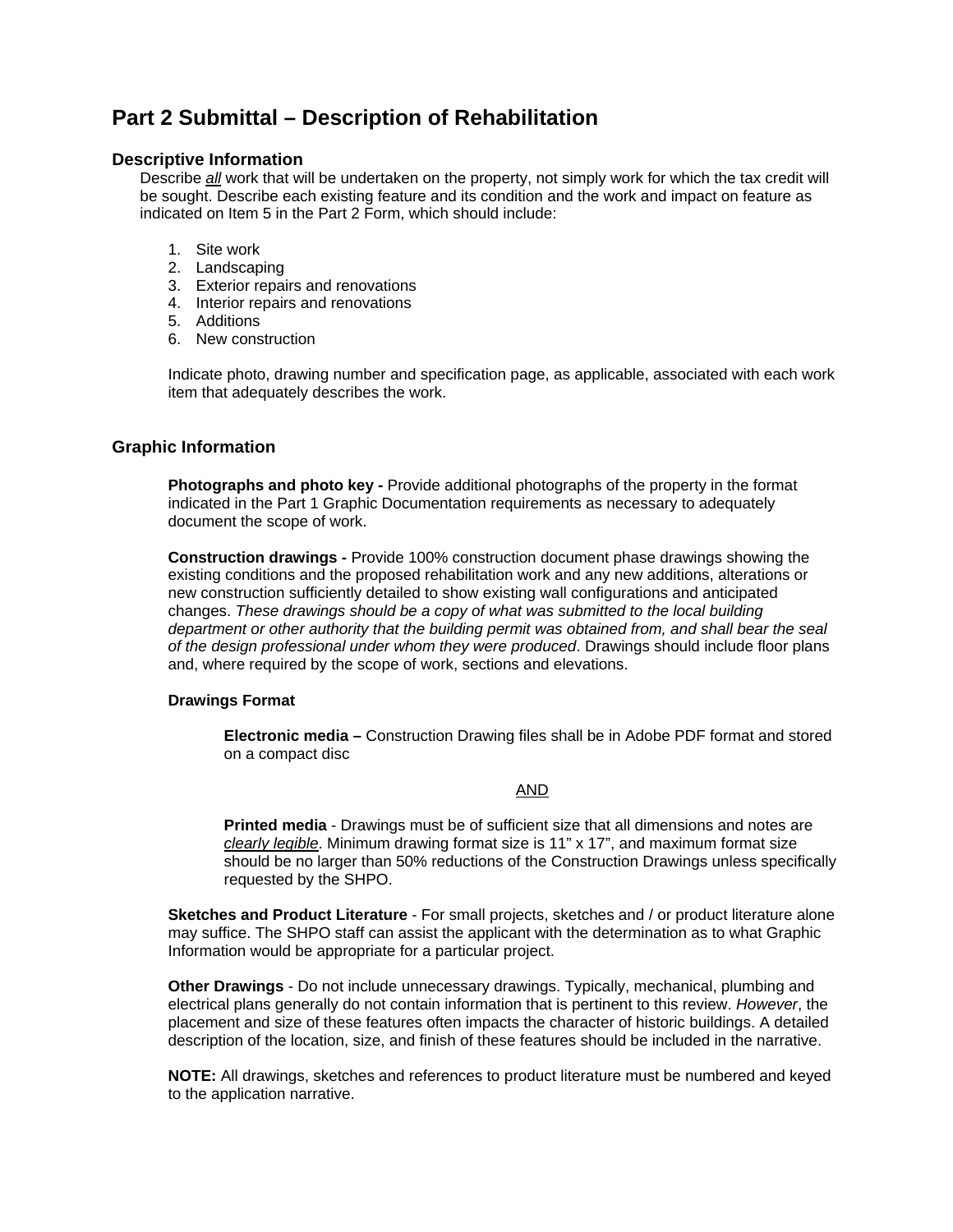# Part 2 Submittal – Description of Rehabilitation

## Descriptive Information

Describe ***all*** work that will be undertaken on the property, not simply work for which the tax credit will be sought. Describe each existing feature and its condition and the work and impact on feature as indicated on Item 5 in the Part 2 Form, which should include:

1. Site work
2. Landscaping
3. Exterior repairs and renovations
4. Interior repairs and renovations
5. Additions
6. New construction

Indicate photo, drawing number and specification page, as applicable, associated with each work item that adequately describes the work.

## Graphic Information

**Photographs and photo key -** Provide additional photographs of the property in the format indicated in the Part 1 Graphic Documentation requirements as necessary to adequately document the scope of work.

**Construction drawings -** Provide 100% construction document phase drawings showing the existing conditions and the proposed rehabilitation work and any new additions, alterations or new construction sufficiently detailed to show existing wall configurations and anticipated changes. *These drawings should be a copy of what was submitted to the local building department or other authority that the building permit was obtained from, and shall bear the seal of the design professional under whom they were produced*. Drawings should include floor plans and, where required by the scope of work, sections and elevations.

**Drawings Format**

**Electronic media –** Construction Drawing files shall be in Adobe PDF format and stored on a compact disc

AND

**Printed media** - Drawings must be of sufficient size that all dimensions and notes are *clearly legible*. Minimum drawing format size is 11" x 17", and maximum format size should be no larger than 50% reductions of the Construction Drawings unless specifically requested by the SHPO.

**Sketches and Product Literature** - For small projects, sketches and / or product literature alone may suffice. The SHPO staff can assist the applicant with the determination as to what Graphic Information would be appropriate for a particular project.

**Other Drawings** - Do not include unnecessary drawings. Typically, mechanical, plumbing and electrical plans generally do not contain information that is pertinent to this review. *However*, the placement and size of these features often impacts the character of historic buildings. A detailed description of the location, size, and finish of these features should be included in the narrative.

**NOTE:** All drawings, sketches and references to product literature must be numbered and keyed to the application narrative.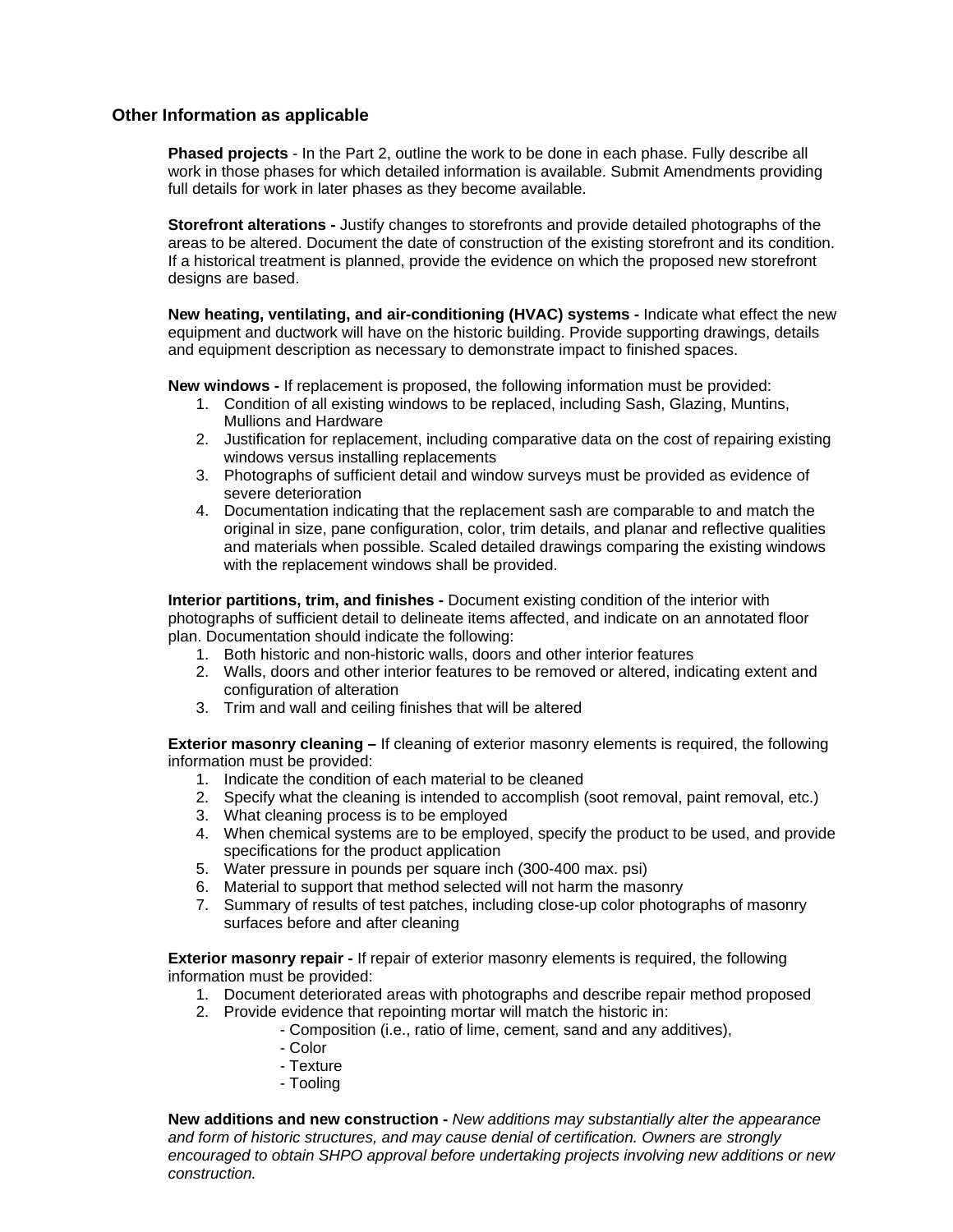### Other Information as applicable

**Phased projects** - In the Part 2, outline the work to be done in each phase. Fully describe all work in those phases for which detailed information is available. Submit Amendments providing full details for work in later phases as they become available.

**Storefront alterations -** Justify changes to storefronts and provide detailed photographs of the areas to be altered. Document the date of construction of the existing storefront and its condition. If a historical treatment is planned, provide the evidence on which the proposed new storefront designs are based.

**New heating, ventilating, and air-conditioning (HVAC) systems -** Indicate what effect the new equipment and ductwork will have on the historic building. Provide supporting drawings, details and equipment description as necessary to demonstrate impact to finished spaces.

**New windows -** If replacement is proposed, the following information must be provided:

1. Condition of all existing windows to be replaced, including Sash, Glazing, Muntins, Mullions and Hardware
2. Justification for replacement, including comparative data on the cost of repairing existing windows versus installing replacements
3. Photographs of sufficient detail and window surveys must be provided as evidence of severe deterioration
4. Documentation indicating that the replacement sash are comparable to and match the original in size, pane configuration, color, trim details, and planar and reflective qualities and materials when possible. Scaled detailed drawings comparing the existing windows with the replacement windows shall be provided.

**Interior partitions, trim, and finishes -** Document existing condition of the interior with photographs of sufficient detail to delineate items affected, and indicate on an annotated floor plan. Documentation should indicate the following:

1. Both historic and non-historic walls, doors and other interior features
2. Walls, doors and other interior features to be removed or altered, indicating extent and configuration of alteration
3. Trim and wall and ceiling finishes that will be altered

**Exterior masonry cleaning –** If cleaning of exterior masonry elements is required, the following information must be provided:

1. Indicate the condition of each material to be cleaned
2. Specify what the cleaning is intended to accomplish (soot removal, paint removal, etc.)
3. What cleaning process is to be employed
4. When chemical systems are to be employed, specify the product to be used, and provide specifications for the product application
5. Water pressure in pounds per square inch (300-400 max. psi)
6. Material to support that method selected will not harm the masonry
7. Summary of results of test patches, including close-up color photographs of masonry surfaces before and after cleaning

**Exterior masonry repair -** If repair of exterior masonry elements is required, the following information must be provided:

1. Document deteriorated areas with photographs and describe repair method proposed
2. Provide evidence that repointing mortar will match the historic in:
   - Composition (i.e., ratio of lime, cement, sand and any additives),
   - Color
   - Texture
   - Tooling

**New additions and new construction -** *New additions may substantially alter the appearance and form of historic structures, and may cause denial of certification. Owners are strongly encouraged to obtain SHPO approval before undertaking projects involving new additions or new construction.*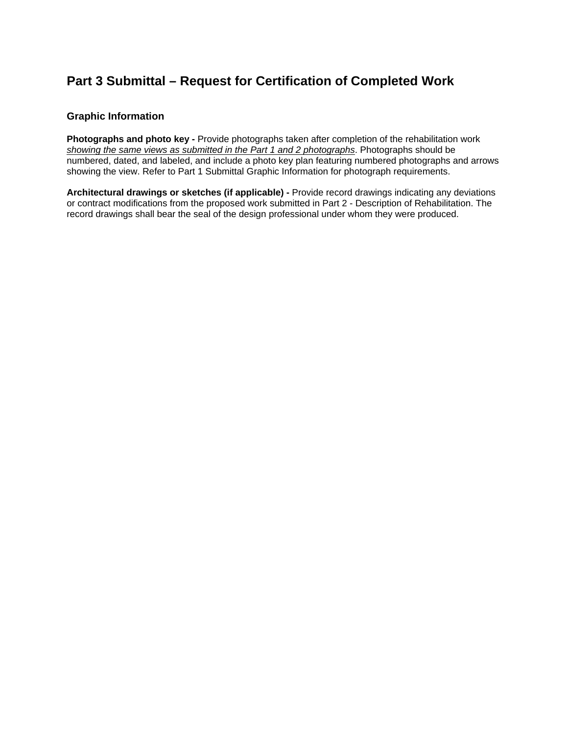## Part 3 Submittal – Request for Certification of Completed Work

### Graphic Information

**Photographs and photo key -** Provide photographs taken after completion of the rehabilitation work *showing the same views as submitted in the Part 1 and 2 photographs*. Photographs should be numbered, dated, and labeled, and include a photo key plan featuring numbered photographs and arrows showing the view. Refer to Part 1 Submittal Graphic Information for photograph requirements.

**Architectural drawings or sketches (if applicable) -** Provide record drawings indicating any deviations or contract modifications from the proposed work submitted in Part 2 - Description of Rehabilitation. The record drawings shall bear the seal of the design professional under whom they were produced.